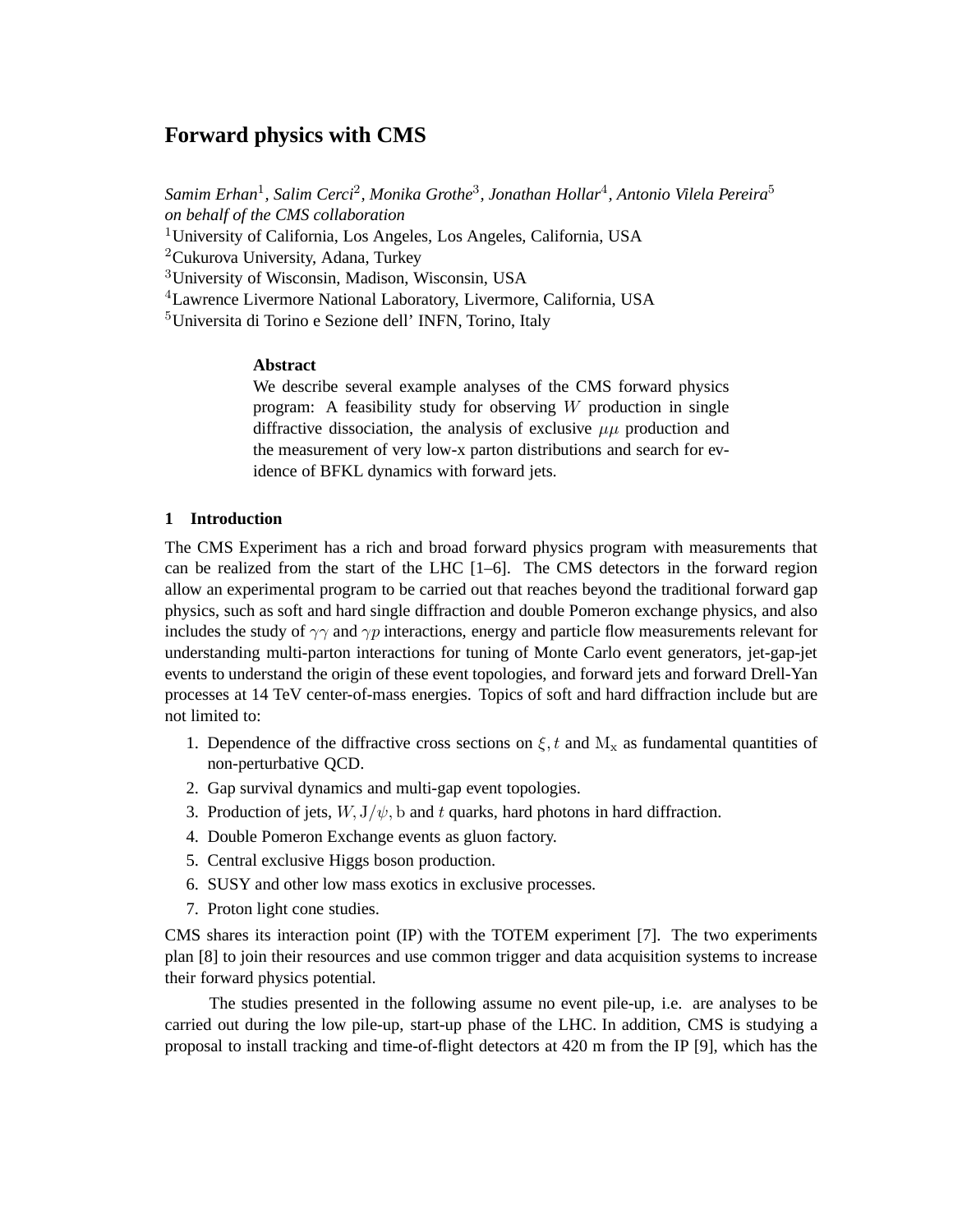# Forward physics with CMS

*Samim Erhan*[1]*, Salim Cerci*[2]*, Monika Grothe*[3]*, Jonathan Hollar*[4]*, Antonio Vilela Pereira*[5]
*on behalf of the CMS collaboration*
[1]University of California, Los Angeles, Los Angeles, California, USA
[2]Cukurova University, Adana, Turkey
[3]University of Wisconsin, Madison, Wisconsin, USA
[4]Lawrence Livermore National Laboratory, Livermore, California, USA
[5]Universita di Torino e Sezione dell' INFN, Torino, Italy

**Abstract**

We describe several example analyses of the CMS forward physics program: A feasibility study for observing $W$ production in single diffractive dissociation, the analysis of exclusive $\mu\mu$ production and the measurement of very low-x parton distributions and search for evidence of BFKL dynamics with forward jets.

## 1 Introduction

The CMS Experiment has a rich and broad forward physics program with measurements that can be realized from the start of the LHC [1–6]. The CMS detectors in the forward region allow an experimental program to be carried out that reaches beyond the traditional forward gap physics, such as soft and hard single diffraction and double Pomeron exchange physics, and also includes the study of $\gamma\gamma$ and $\gamma p$ interactions, energy and particle flow measurements relevant for understanding multi-parton interactions for tuning of Monte Carlo event generators, jet-gap-jet events to understand the origin of these event topologies, and forward jets and forward Drell-Yan processes at 14 TeV center-of-mass energies. Topics of soft and hard diffraction include but are not limited to:

1. Dependence of the diffractive cross sections on $\xi, t$ and $\mathrm{M_x}$ as fundamental quantities of non-perturbative QCD.
2. Gap survival dynamics and multi-gap event topologies.
3. Production of jets, $W, \mathrm{J}/\psi, \mathrm{b}$ and $t$ quarks, hard photons in hard diffraction.
4. Double Pomeron Exchange events as gluon factory.
5. Central exclusive Higgs boson production.
6. SUSY and other low mass exotics in exclusive processes.
7. Proton light cone studies.

CMS shares its interaction point (IP) with the TOTEM experiment [7]. The two experiments plan [8] to join their resources and use common trigger and data acquisition systems to increase their forward physics potential.

The studies presented in the following assume no event pile-up, i.e. are analyses to be carried out during the low pile-up, start-up phase of the LHC. In addition, CMS is studying a proposal to install tracking and time-of-flight detectors at 420 m from the IP [9], which has the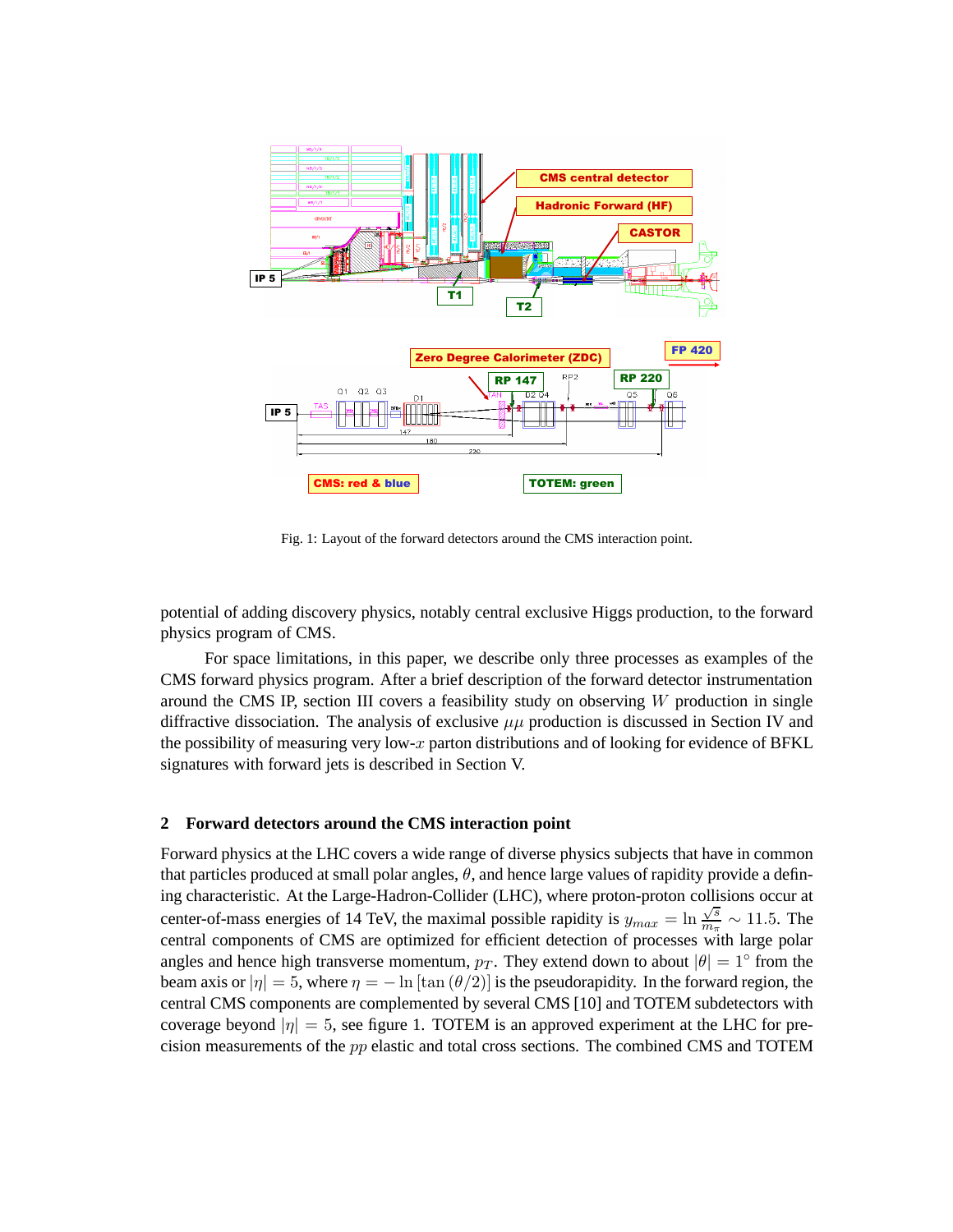Fig. 1: Layout of the forward detectors around the CMS interaction point.

potential of adding discovery physics, notably central exclusive Higgs production, to the forward physics program of CMS.

For space limitations, in this paper, we describe only three processes as examples of the CMS forward physics program. After a brief description of the forward detector instrumentation around the CMS IP, section III covers a feasibility study on observing $W$ production in single diffractive dissociation. The analysis of exclusive $\mu\mu$ production is discussed in Section IV and the possibility of measuring very low-$x$ parton distributions and of looking for evidence of BFKL signatures with forward jets is described in Section V.

## 2 Forward detectors around the CMS interaction point

Forward physics at the LHC covers a wide range of diverse physics subjects that have in common that particles produced at small polar angles, $\theta$, and hence large values of rapidity provide a defining characteristic. At the Large-Hadron-Collider (LHC), where proton-proton collisions occur at center-of-mass energies of 14 TeV, the maximal possible rapidity is $y_{max} = \ln \frac{\sqrt{s}}{m_\pi} \sim 11.5$. The central components of CMS are optimized for efficient detection of processes with large polar angles and hence high transverse momentum, $p_T$. They extend down to about $|\theta| = 1^\circ$ from the beam axis or $|\eta| = 5$, where $\eta = -\ln\left[\tan\left(\theta/2\right)\right]$ is the pseudorapidity. In the forward region, the central CMS components are complemented by several CMS [10] and TOTEM subdetectors with coverage beyond $|\eta| = 5$, see figure 1. TOTEM is an approved experiment at the LHC for precision measurements of the $pp$ elastic and total cross sections. The combined CMS and TOTEM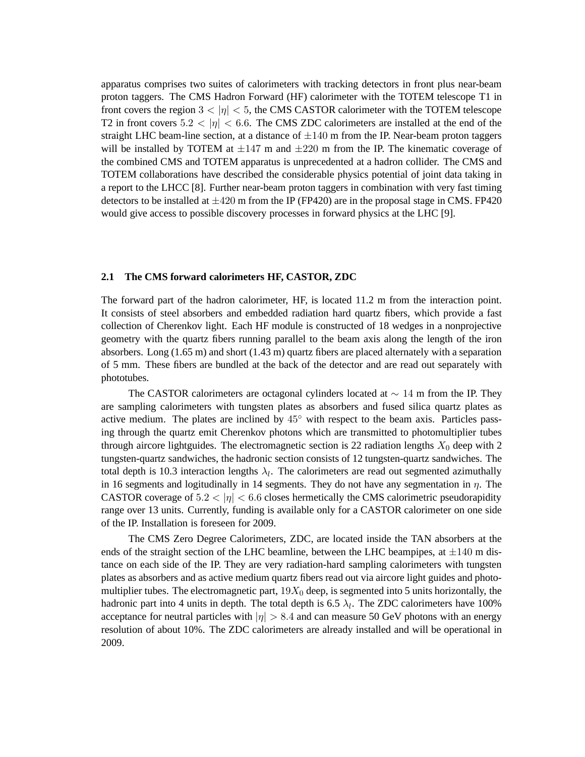apparatus comprises two suites of calorimeters with tracking detectors in front plus near-beam proton taggers. The CMS Hadron Forward (HF) calorimeter with the TOTEM telescope T1 in front covers the region $3 < |\eta| < 5$, the CMS CASTOR calorimeter with the TOTEM telescope T2 in front covers $5.2 < |\eta| < 6.6$. The CMS ZDC calorimeters are installed at the end of the straight LHC beam-line section, at a distance of $\pm 140$ m from the IP. Near-beam proton taggers will be installed by TOTEM at $\pm 147$ m and $\pm 220$ m from the IP. The kinematic coverage of the combined CMS and TOTEM apparatus is unprecedented at a hadron collider. The CMS and TOTEM collaborations have described the considerable physics potential of joint data taking in a report to the LHCC [8]. Further near-beam proton taggers in combination with very fast timing detectors to be installed at $\pm 420$ m from the IP (FP420) are in the proposal stage in CMS. FP420 would give access to possible discovery processes in forward physics at the LHC [9].

### 2.1 The CMS forward calorimeters HF, CASTOR, ZDC

The forward part of the hadron calorimeter, HF, is located 11.2 m from the interaction point. It consists of steel absorbers and embedded radiation hard quartz fibers, which provide a fast collection of Cherenkov light. Each HF module is constructed of 18 wedges in a nonprojective geometry with the quartz fibers running parallel to the beam axis along the length of the iron absorbers. Long (1.65 m) and short (1.43 m) quartz fibers are placed alternately with a separation of 5 mm. These fibers are bundled at the back of the detector and are read out separately with phototubes.

The CASTOR calorimeters are octagonal cylinders located at $\sim 14$ m from the IP. They are sampling calorimeters with tungsten plates as absorbers and fused silica quartz plates as active medium. The plates are inclined by $45^\circ$ with respect to the beam axis. Particles passing through the quartz emit Cherenkov photons which are transmitted to photomultiplier tubes through aircore lightguides. The electromagnetic section is 22 radiation lengths $X_0$ deep with 2 tungsten-quartz sandwiches, the hadronic section consists of 12 tungsten-quartz sandwiches. The total depth is 10.3 interaction lengths $\lambda_l$. The calorimeters are read out segmented azimuthally in 16 segments and logitudinally in 14 segments. They do not have any segmentation in $\eta$. The CASTOR coverage of $5.2 < |\eta| < 6.6$ closes hermetically the CMS calorimetric pseudorapidity range over 13 units. Currently, funding is available only for a CASTOR calorimeter on one side of the IP. Installation is foreseen for 2009.

The CMS Zero Degree Calorimeters, ZDC, are located inside the TAN absorbers at the ends of the straight section of the LHC beamline, between the LHC beampipes, at $\pm 140$ m distance on each side of the IP. They are very radiation-hard sampling calorimeters with tungsten plates as absorbers and as active medium quartz fibers read out via aircore light guides and photomultiplier tubes. The electromagnetic part, $19X_0$ deep, is segmented into 5 units horizontally, the hadronic part into 4 units in depth. The total depth is 6.5 $\lambda_l$. The ZDC calorimeters have 100% acceptance for neutral particles with $|\eta| > 8.4$ and can measure 50 GeV photons with an energy resolution of about 10%. The ZDC calorimeters are already installed and will be operational in 2009.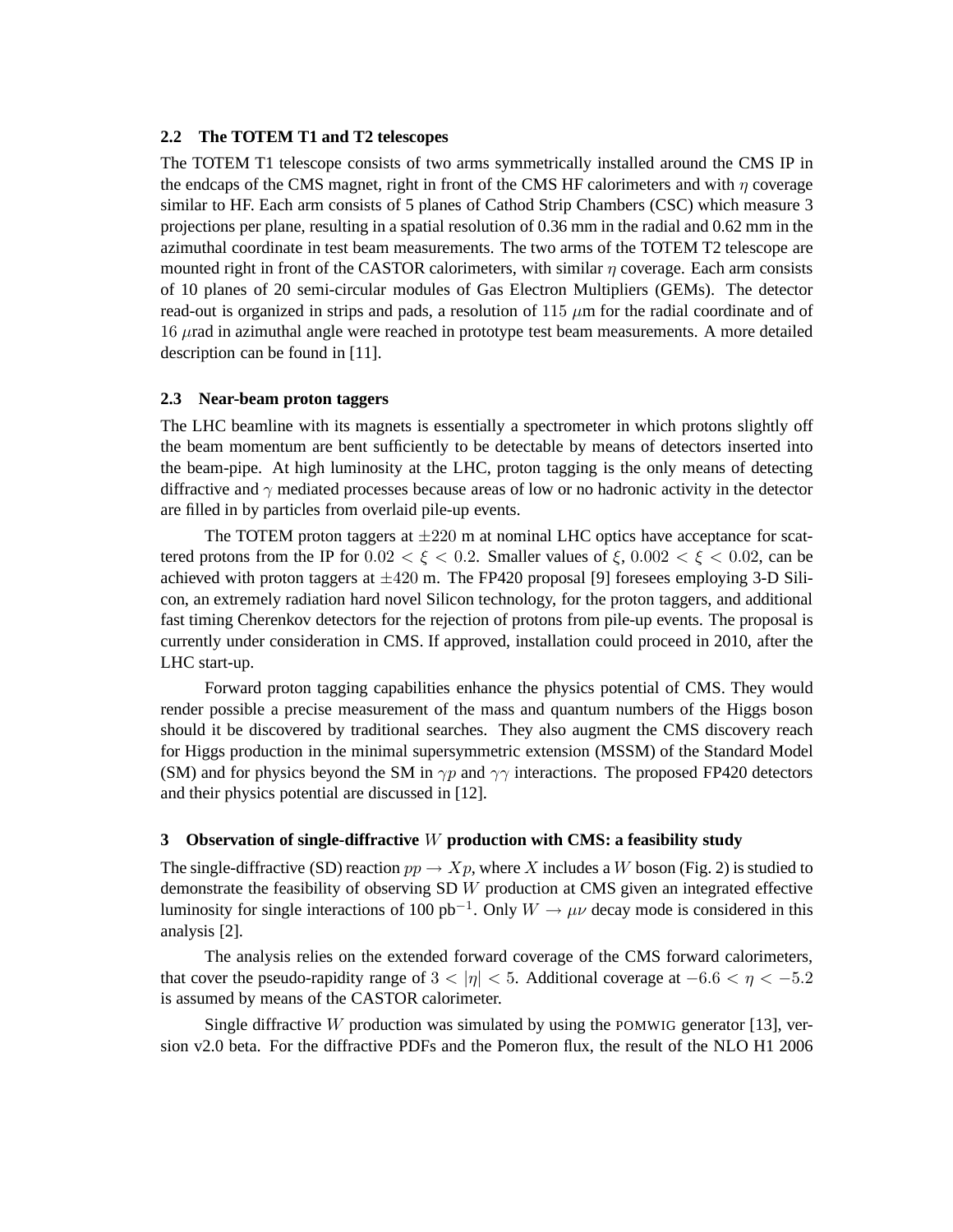### 2.2 The TOTEM T1 and T2 telescopes

The TOTEM T1 telescope consists of two arms symmetrically installed around the CMS IP in the endcaps of the CMS magnet, right in front of the CMS HF calorimeters and with $\eta$ coverage similar to HF. Each arm consists of 5 planes of Cathod Strip Chambers (CSC) which measure 3 projections per plane, resulting in a spatial resolution of 0.36 mm in the radial and 0.62 mm in the azimuthal coordinate in test beam measurements. The two arms of the TOTEM T2 telescope are mounted right in front of the CASTOR calorimeters, with similar $\eta$ coverage. Each arm consists of 10 planes of 20 semi-circular modules of Gas Electron Multipliers (GEMs). The detector read-out is organized in strips and pads, a resolution of $115\ \mu$m for the radial coordinate and of $16\ \mu$rad in azimuthal angle were reached in prototype test beam measurements. A more detailed description can be found in [11].

### 2.3 Near-beam proton taggers

The LHC beamline with its magnets is essentially a spectrometer in which protons slightly off the beam momentum are bent sufficiently to be detectable by means of detectors inserted into the beam-pipe. At high luminosity at the LHC, proton tagging is the only means of detecting diffractive and $\gamma$ mediated processes because areas of low or no hadronic activity in the detector are filled in by particles from overlaid pile-up events.

The TOTEM proton taggers at $\pm 220$ m at nominal LHC optics have acceptance for scattered protons from the IP for $0.02 < \xi < 0.2$. Smaller values of $\xi$, $0.002 < \xi < 0.02$, can be achieved with proton taggers at $\pm 420$ m. The FP420 proposal [9] foresees employing 3-D Silicon, an extremely radiation hard novel Silicon technology, for the proton taggers, and additional fast timing Cherenkov detectors for the rejection of protons from pile-up events. The proposal is currently under consideration in CMS. If approved, installation could proceed in 2010, after the LHC start-up.

Forward proton tagging capabilities enhance the physics potential of CMS. They would render possible a precise measurement of the mass and quantum numbers of the Higgs boson should it be discovered by traditional searches. They also augment the CMS discovery reach for Higgs production in the minimal supersymmetric extension (MSSM) of the Standard Model (SM) and for physics beyond the SM in $\gamma p$ and $\gamma\gamma$ interactions. The proposed FP420 detectors and their physics potential are discussed in [12].

## 3 Observation of single-diffractive $W$ production with CMS: a feasibility study

The single-diffractive (SD) reaction $pp \rightarrow Xp$, where $X$ includes a $W$ boson (Fig. 2) is studied to demonstrate the feasibility of observing SD $W$ production at CMS given an integrated effective luminosity for single interactions of 100 pb$^{-1}$. Only $W \rightarrow \mu\nu$ decay mode is considered in this analysis [2].

The analysis relies on the extended forward coverage of the CMS forward calorimeters, that cover the pseudo-rapidity range of $3 < |\eta| < 5$. Additional coverage at $-6.6 < \eta < -5.2$ is assumed by means of the CASTOR calorimeter.

Single diffractive $W$ production was simulated by using the POMWIG generator [13], version v2.0 beta. For the diffractive PDFs and the Pomeron flux, the result of the NLO H1 2006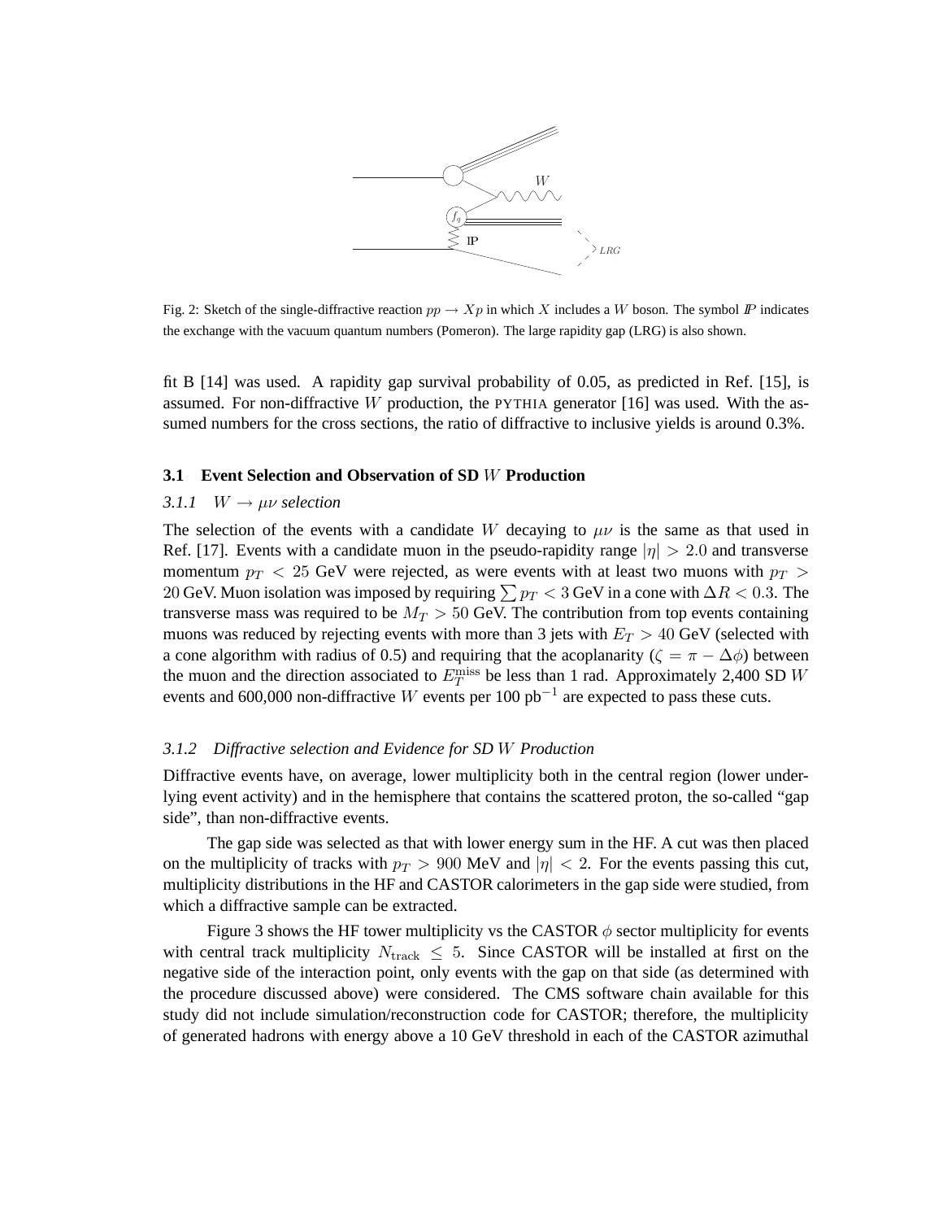Fig. 2: Sketch of the single-diffractive reaction $pp \to Xp$ in which $X$ includes a $W$ boson. The symbol $I\!P$ indicates the exchange with the vacuum quantum numbers (Pomeron). The large rapidity gap (LRG) is also shown.

fit B [14] was used. A rapidity gap survival probability of 0.05, as predicted in Ref. [15], is assumed. For non-diffractive $W$ production, the PYTHIA generator [16] was used. With the assumed numbers for the cross sections, the ratio of diffractive to inclusive yields is around 0.3%.

### 3.1 Event Selection and Observation of SD $W$ Production

#### *3.1.1 $W \to \mu\nu$ selection*

The selection of the events with a candidate $W$ decaying to $\mu\nu$ is the same as that used in Ref. [17]. Events with a candidate muon in the pseudo-rapidity range $|\eta| > 2.0$ and transverse momentum $p_T < 25$ GeV were rejected, as were events with at least two muons with $p_T > 20$ GeV. Muon isolation was imposed by requiring $\sum p_T < 3$ GeV in a cone with $\Delta R < 0.3$. The transverse mass was required to be $M_T > 50$ GeV. The contribution from top events containing muons was reduced by rejecting events with more than 3 jets with $E_T > 40$ GeV (selected with a cone algorithm with radius of 0.5) and requiring that the acoplanarity ($\zeta = \pi - \Delta\phi$) between the muon and the direction associated to $E_T^{\rm miss}$ be less than 1 rad. Approximately 2,400 SD $W$ events and 600,000 non-diffractive $W$ events per 100 pb$^{-1}$ are expected to pass these cuts.

#### *3.1.2 Diffractive selection and Evidence for SD $W$ Production*

Diffractive events have, on average, lower multiplicity both in the central region (lower underlying event activity) and in the hemisphere that contains the scattered proton, the so-called "gap side", than non-diffractive events.

The gap side was selected as that with lower energy sum in the HF. A cut was then placed on the multiplicity of tracks with $p_T > 900$ MeV and $|\eta| < 2$. For the events passing this cut, multiplicity distributions in the HF and CASTOR calorimeters in the gap side were studied, from which a diffractive sample can be extracted.

Figure 3 shows the HF tower multiplicity vs the CASTOR $\phi$ sector multiplicity for events with central track multiplicity $N_{\rm track} \leq 5$. Since CASTOR will be installed at first on the negative side of the interaction point, only events with the gap on that side (as determined with the procedure discussed above) were considered. The CMS software chain available for this study did not include simulation/reconstruction code for CASTOR; therefore, the multiplicity of generated hadrons with energy above a 10 GeV threshold in each of the CASTOR azimuthal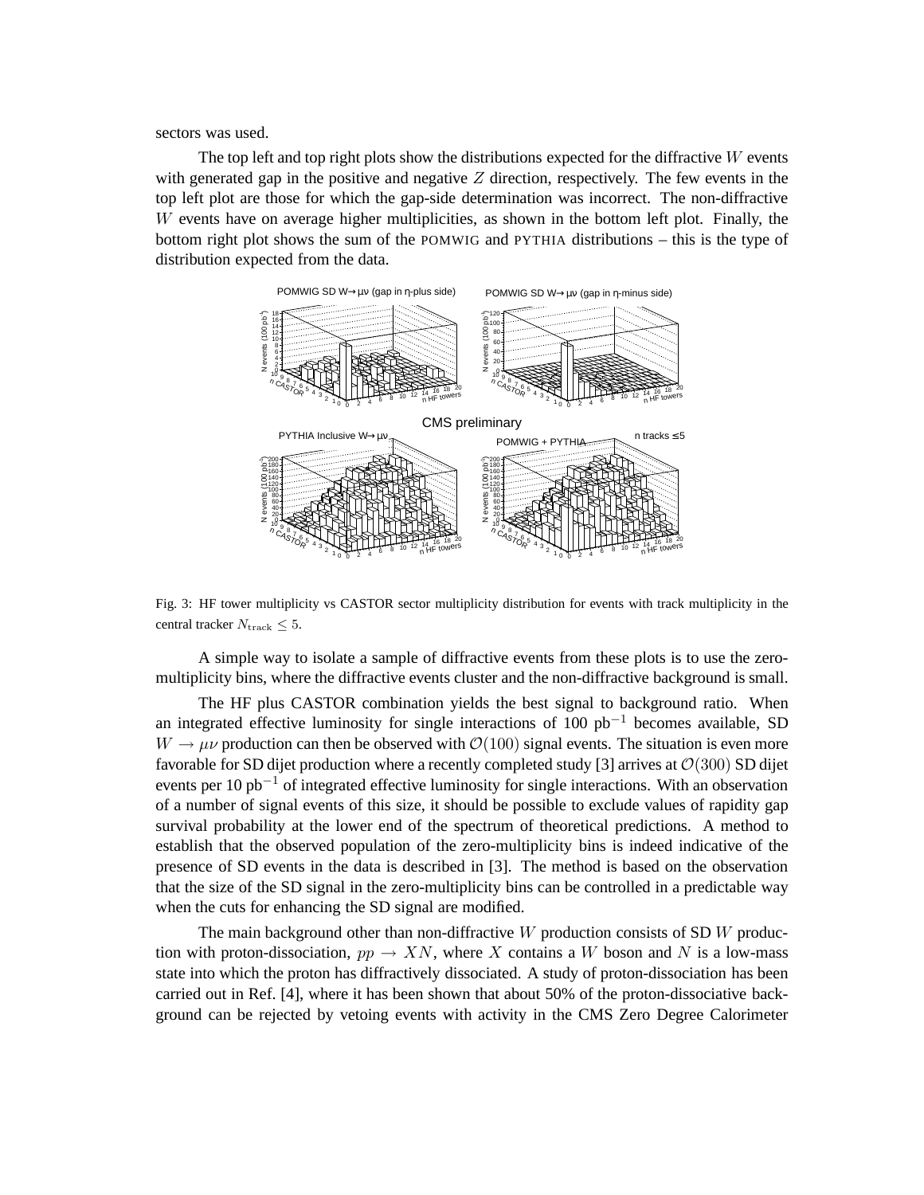sectors was used.

The top left and top right plots show the distributions expected for the diffractive $W$ events with generated gap in the positive and negative $Z$ direction, respectively. The few events in the top left plot are those for which the gap-side determination was incorrect. The non-diffractive $W$ events have on average higher multiplicities, as shown in the bottom left plot. Finally, the bottom right plot shows the sum of the POMWIG and PYTHIA distributions – this is the type of distribution expected from the data.

Fig. 3: HF tower multiplicity vs CASTOR sector multiplicity distribution for events with track multiplicity in the central tracker $N_{\rm track} \leq 5$.

A simple way to isolate a sample of diffractive events from these plots is to use the zero-multiplicity bins, where the diffractive events cluster and the non-diffractive background is small.

The HF plus CASTOR combination yields the best signal to background ratio. When an integrated effective luminosity for single interactions of 100 pb$^{-1}$ becomes available, SD $W \to \mu\nu$ production can then be observed with $\mathcal{O}(100)$ signal events. The situation is even more favorable for SD dijet production where a recently completed study [3] arrives at $\mathcal{O}(300)$ SD dijet events per 10 pb$^{-1}$ of integrated effective luminosity for single interactions. With an observation of a number of signal events of this size, it should be possible to exclude values of rapidity gap survival probability at the lower end of the spectrum of theoretical predictions. A method to establish that the observed population of the zero-multiplicity bins is indeed indicative of the presence of SD events in the data is described in [3]. The method is based on the observation that the size of the SD signal in the zero-multiplicity bins can be controlled in a predictable way when the cuts for enhancing the SD signal are modified.

The main background other than non-diffractive $W$ production consists of SD $W$ production with proton-dissociation, $pp \to XN$, where $X$ contains a $W$ boson and $N$ is a low-mass state into which the proton has diffractively dissociated. A study of proton-dissociation has been carried out in Ref. [4], where it has been shown that about 50% of the proton-dissociative background can be rejected by vetoing events with activity in the CMS Zero Degree Calorimeter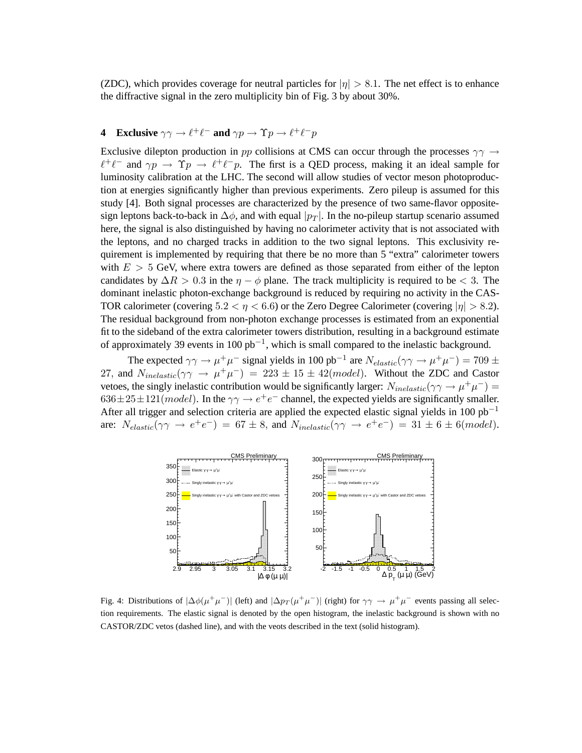(ZDC), which provides coverage for neutral particles for $|\eta| > 8.1$. The net effect is to enhance the diffractive signal in the zero multiplicity bin of Fig. 3 by about 30%.

## 4 Exclusive $\gamma\gamma \to \ell^+\ell^-$ and $\gamma p \to \Upsilon p \to \ell^+\ell^- p$

Exclusive dilepton production in $pp$ collisions at CMS can occur through the processes $\gamma\gamma \to \ell^+\ell^-$ and $\gamma p \to \Upsilon p \to \ell^+\ell^- p$. The first is a QED process, making it an ideal sample for luminosity calibration at the LHC. The second will allow studies of vector meson photoproduction at energies significantly higher than previous experiments. Zero pileup is assumed for this study [4]. Both signal processes are characterized by the presence of two same-flavor opposite-sign leptons back-to-back in $\Delta\phi$, and with equal $|p_T|$. In the no-pileup startup scenario assumed here, the signal is also distinguished by having no calorimeter activity that is not associated with the leptons, and no charged tracks in addition to the two signal leptons. This exclusivity requirement is implemented by requiring that there be no more than 5 "extra" calorimeter towers with $E > 5$ GeV, where extra towers are defined as those separated from either of the lepton candidates by $\Delta R > 0.3$ in the $\eta - \phi$ plane. The track multiplicity is required to be $< 3$. The dominant inelastic photon-exchange background is reduced by requiring no activity in the CASTOR calorimeter (covering $5.2 < \eta < 6.6$) or the Zero Degree Calorimeter (covering $|\eta| > 8.2$). The residual background from non-photon exchange processes is estimated from an exponential fit to the sideband of the extra calorimeter towers distribution, resulting in a background estimate of approximately 39 events in 100 pb$^{-1}$, which is small compared to the inelastic background.

The expected $\gamma\gamma \to \mu^+\mu^-$ signal yields in 100 pb$^{-1}$ are $N_{elastic}(\gamma\gamma \to \mu^+\mu^-) = 709 \pm 27$, and $N_{inelastic}(\gamma\gamma \to \mu^+\mu^-) = 223 \pm 15 \pm 42(model)$. Without the ZDC and Castor vetoes, the singly inelastic contribution would be significantly larger: $N_{inelastic}(\gamma\gamma \to \mu^+\mu^-) = 636 \pm 25 \pm 121(model)$. In the $\gamma\gamma \to e^+e^-$ channel, the expected yields are significantly smaller. After all trigger and selection criteria are applied the expected elastic signal yields in 100 pb$^{-1}$ are: $N_{elastic}(\gamma\gamma \to e^+e^-) = 67 \pm 8$, and $N_{inelastic}(\gamma\gamma \to e^+e^-) = 31 \pm 6 \pm 6(model)$.

Fig. 4: Distributions of $|\Delta\phi(\mu^+\mu^-)|$ (left) and $|\Delta p_T(\mu^+\mu^-)|$ (right) for $\gamma\gamma \to \mu^+\mu^-$ events passing all selection requirements. The elastic signal is denoted by the open histogram, the inelastic background is shown with no CASTOR/ZDC vetos (dashed line), and with the veots described in the text (solid histogram).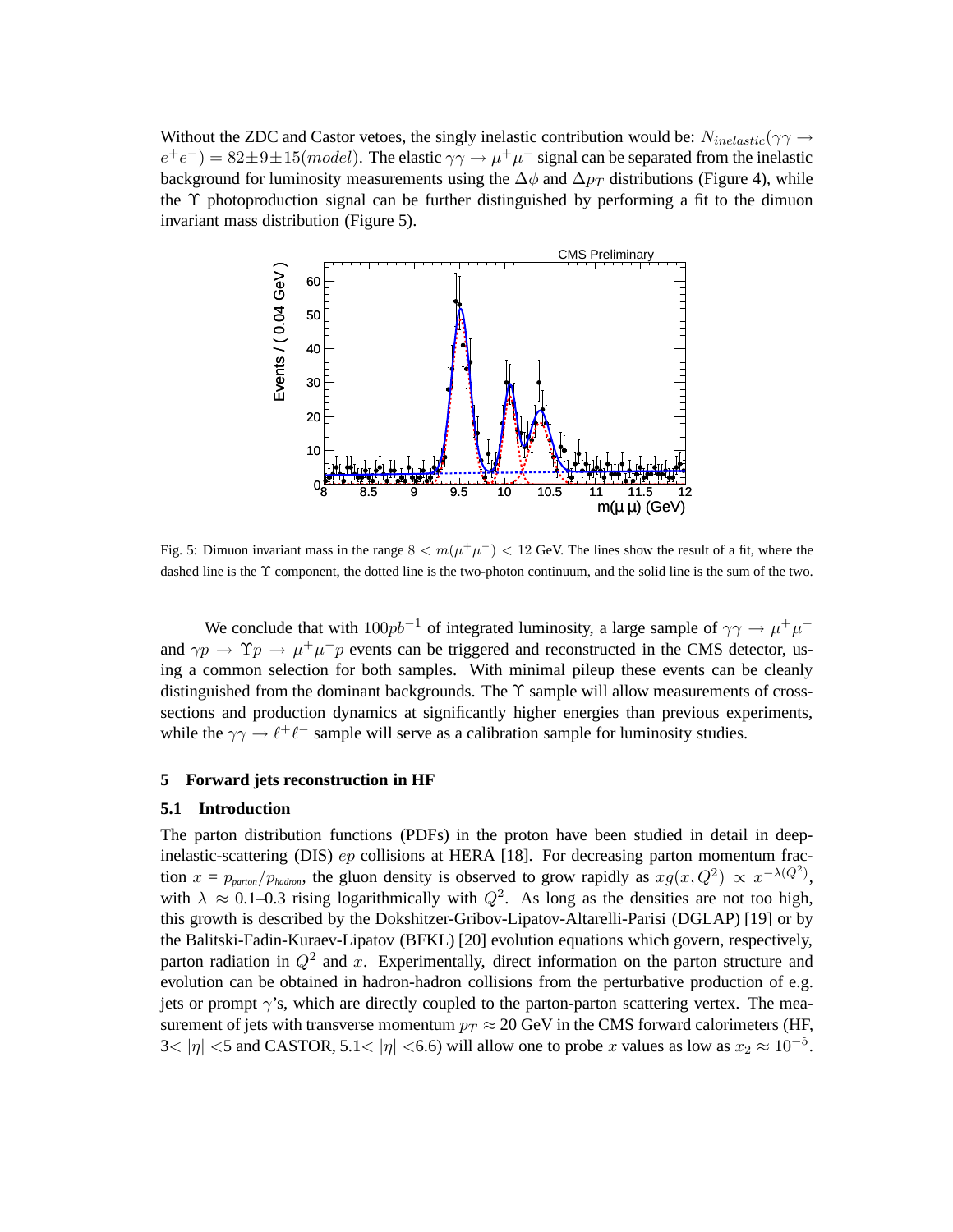Without the ZDC and Castor vetoes, the singly inelastic contribution would be: $N_{inelastic}(\gamma\gamma \rightarrow e^+e^-) = 82 \pm 9 \pm 15(model)$. The elastic $\gamma\gamma \rightarrow \mu^+\mu^-$ signal can be separated from the inelastic background for luminosity measurements using the $\Delta\phi$ and $\Delta p_T$ distributions (Figure 4), while the $\Upsilon$ photoproduction signal can be further distinguished by performing a fit to the dimuon invariant mass distribution (Figure 5).

Fig. 5: Dimuon invariant mass in the range $8 < m(\mu^+\mu^-) < 12$ GeV. The lines show the result of a fit, where the dashed line is the $\Upsilon$ component, the dotted line is the two-photon continuum, and the solid line is the sum of the two.

We conclude that with $100 pb^{-1}$ of integrated luminosity, a large sample of $\gamma\gamma \rightarrow \mu^+\mu^-$ and $\gamma p \rightarrow \Upsilon p \rightarrow \mu^+\mu^- p$ events can be triggered and reconstructed in the CMS detector, using a common selection for both samples. With minimal pileup these events can be cleanly distinguished from the dominant backgrounds. The $\Upsilon$ sample will allow measurements of cross-sections and production dynamics at significantly higher energies than previous experiments, while the $\gamma\gamma \rightarrow \ell^+\ell^-$ sample will serve as a calibration sample for luminosity studies.

## 5 Forward jets reconstruction in HF

### 5.1 Introduction

The parton distribution functions (PDFs) in the proton have been studied in detail in deep-inelastic-scattering (DIS) $ep$ collisions at HERA [18]. For decreasing parton momentum fraction $x = p_{parton}/p_{hadron}$, the gluon density is observed to grow rapidly as $xg(x, Q^2) \propto x^{-\lambda(Q^2)}$, with $\lambda \approx$ 0.1–0.3 rising logarithmically with $Q^2$. As long as the densities are not too high, this growth is described by the Dokshitzer-Gribov-Lipatov-Altarelli-Parisi (DGLAP) [19] or by the Balitski-Fadin-Kuraev-Lipatov (BFKL) [20] evolution equations which govern, respectively, parton radiation in $Q^2$ and $x$. Experimentally, direct information on the parton structure and evolution can be obtained in hadron-hadron collisions from the perturbative production of e.g. jets or prompt $\gamma$'s, which are directly coupled to the parton-parton scattering vertex. The measurement of jets with transverse momentum $p_T \approx 20$ GeV in the CMS forward calorimeters (HF, $3 < |\eta| < 5$ and CASTOR, $5.1 < |\eta| < 6.6$) will allow one to probe $x$ values as low as $x_2 \approx 10^{-5}$.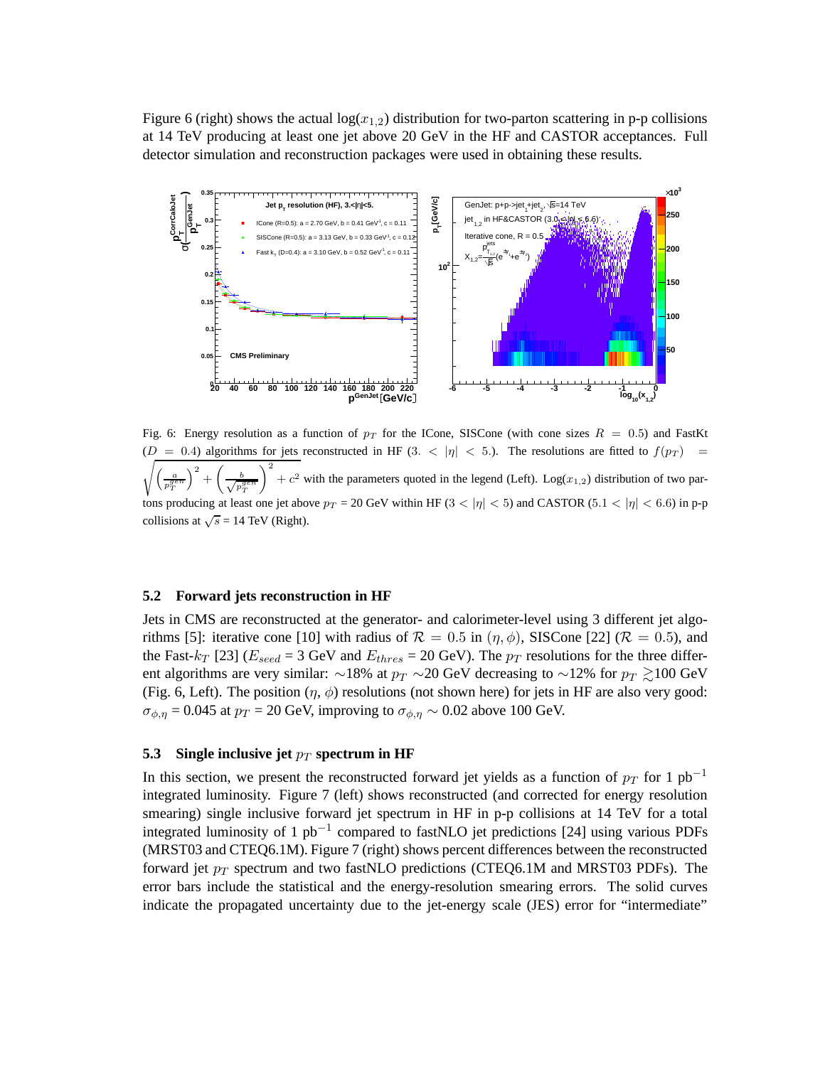Figure 6 (right) shows the actual $\log(x_{1,2})$ distribution for two-parton scattering in p-p collisions at 14 TeV producing at least one jet above 20 GeV in the HF and CASTOR acceptances. Full detector simulation and reconstruction packages were used in obtaining these results.

Fig. 6: Energy resolution as a function of $p_T$ for the ICone, SISCone (with cone sizes $R = 0.5$) and FastKt ($D = 0.4$) algorithms for jets reconstructed in HF ($3. < |\eta| < 5.$). The resolutions are fitted to $f(p_T) = \sqrt{\left(\frac{a}{p_T^{gen}}\right)^2 + \left(\frac{b}{\sqrt{p_T^{gen}}}\right)^2 + c^2}$ with the parameters quoted in the legend (Left). $\text{Log}(x_{1,2})$ distribution of two partons producing at least one jet above $p_T$ = 20 GeV within HF ($3 < |\eta| < 5$) and CASTOR ($5.1 < |\eta| < 6.6$) in p-p collisions at $\sqrt{s}$ = 14 TeV (Right).

### 5.2 Forward jets reconstruction in HF

Jets in CMS are reconstructed at the generator- and calorimeter-level using 3 different jet algorithms [5]: iterative cone [10] with radius of $\mathcal{R} = 0.5$ in $(\eta, \phi)$, SISCone [22] ($\mathcal{R} = 0.5$), and the Fast-$k_T$ [23] ($E_{seed}$ = 3 GeV and $E_{thres}$ = 20 GeV). The $p_T$ resolutions for the three different algorithms are very similar: $\sim$18% at $p_T$ $\sim$20 GeV decreasing to $\sim$12% for $p_T \gtrsim$100 GeV (Fig. 6, Left). The position ($\eta$, $\phi$) resolutions (not shown here) for jets in HF are also very good: $\sigma_{\phi,\eta}$ = 0.045 at $p_T$ = 20 GeV, improving to $\sigma_{\phi,\eta} \sim$ 0.02 above 100 GeV.

### 5.3 Single inclusive jet $p_T$ spectrum in HF

In this section, we present the reconstructed forward jet yields as a function of $p_T$ for 1 pb$^{-1}$ integrated luminosity. Figure 7 (left) shows reconstructed (and corrected for energy resolution smearing) single inclusive forward jet spectrum in HF in p-p collisions at 14 TeV for a total integrated luminosity of 1 pb$^{-1}$ compared to fastNLO jet predictions [24] using various PDFs (MRST03 and CTEQ6.1M). Figure 7 (right) shows percent differences between the reconstructed forward jet $p_T$ spectrum and two fastNLO predictions (CTEQ6.1M and MRST03 PDFs). The error bars include the statistical and the energy-resolution smearing errors. The solid curves indicate the propagated uncertainty due to the jet-energy scale (JES) error for "intermediate"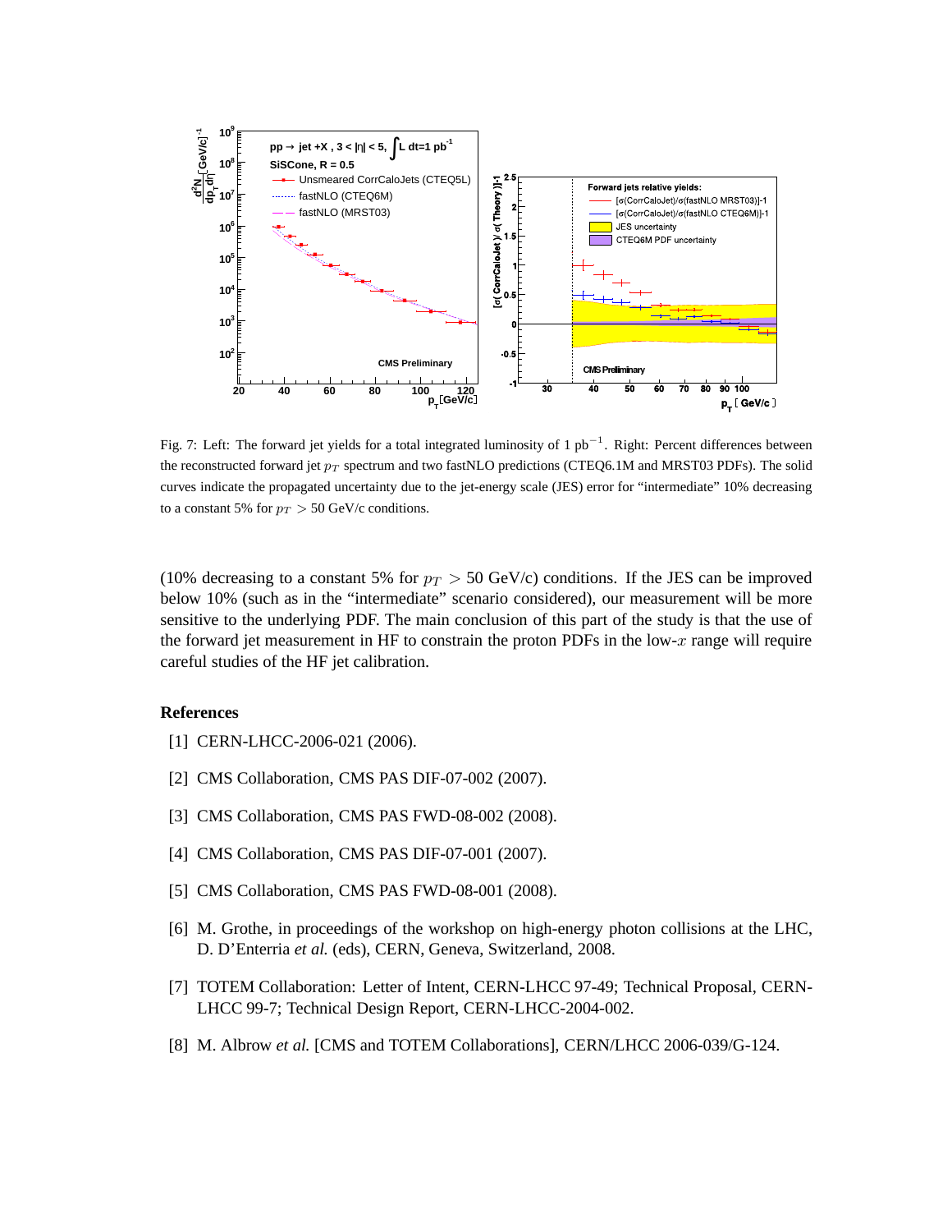Fig. 7: Left: The forward jet yields for a total integrated luminosity of 1 pb$^{-1}$. Right: Percent differences between the reconstructed forward jet $p_T$ spectrum and two fastNLO predictions (CTEQ6.1M and MRST03 PDFs). The solid curves indicate the propagated uncertainty due to the jet-energy scale (JES) error for "intermediate" 10% decreasing to a constant 5% for $p_T > 50$ GeV/c conditions.

(10% decreasing to a constant 5% for $p_T > 50$ GeV/c) conditions. If the JES can be improved below 10% (such as in the "intermediate" scenario considered), our measurement will be more sensitive to the underlying PDF. The main conclusion of this part of the study is that the use of the forward jet measurement in HF to constrain the proton PDFs in the low-$x$ range will require careful studies of the HF jet calibration.

## References

[1] CERN-LHCC-2006-021 (2006).

[2] CMS Collaboration, CMS PAS DIF-07-002 (2007).

[3] CMS Collaboration, CMS PAS FWD-08-002 (2008).

[4] CMS Collaboration, CMS PAS DIF-07-001 (2007).

[5] CMS Collaboration, CMS PAS FWD-08-001 (2008).

[6] M. Grothe, in proceedings of the workshop on high-energy photon collisions at the LHC, D. D'Enterria *et al.* (eds), CERN, Geneva, Switzerland, 2008.

[7] TOTEM Collaboration: Letter of Intent, CERN-LHCC 97-49; Technical Proposal, CERN-LHCC 99-7; Technical Design Report, CERN-LHCC-2004-002.

[8] M. Albrow *et al.* [CMS and TOTEM Collaborations], CERN/LHCC 2006-039/G-124.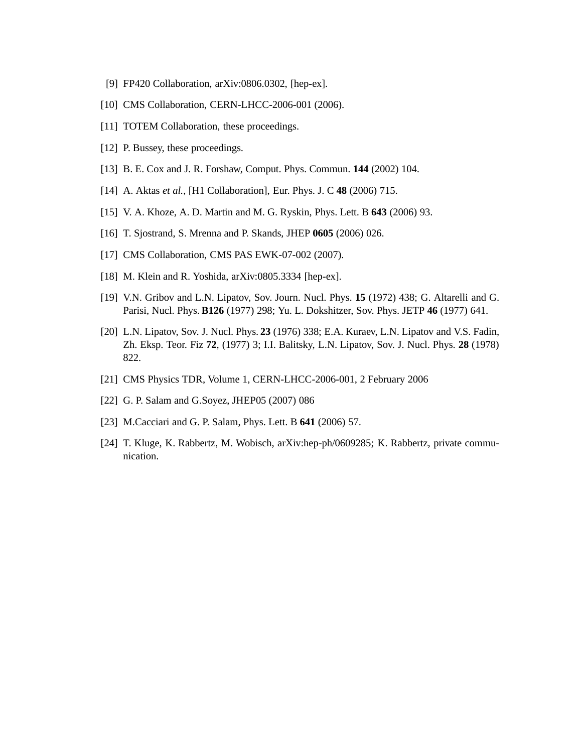[9] FP420 Collaboration, arXiv:0806.0302, [hep-ex].

[10] CMS Collaboration, CERN-LHCC-2006-001 (2006).

[11] TOTEM Collaboration, these proceedings.

[12] P. Bussey, these proceedings.

[13] B. E. Cox and J. R. Forshaw, Comput. Phys. Commun. **144** (2002) 104.

[14] A. Aktas *et al.*, [H1 Collaboration], Eur. Phys. J. C **48** (2006) 715.

[15] V. A. Khoze, A. D. Martin and M. G. Ryskin, Phys. Lett. B **643** (2006) 93.

[16] T. Sjostrand, S. Mrenna and P. Skands, JHEP **0605** (2006) 026.

[17] CMS Collaboration, CMS PAS EWK-07-002 (2007).

[18] M. Klein and R. Yoshida, arXiv:0805.3334 [hep-ex].

[19] V.N. Gribov and L.N. Lipatov, Sov. Journ. Nucl. Phys. **15** (1972) 438; G. Altarelli and G. Parisi, Nucl. Phys. **B126** (1977) 298; Yu. L. Dokshitzer, Sov. Phys. JETP **46** (1977) 641.

[20] L.N. Lipatov, Sov. J. Nucl. Phys. **23** (1976) 338; E.A. Kuraev, L.N. Lipatov and V.S. Fadin, Zh. Eksp. Teor. Fiz **72**, (1977) 3; I.I. Balitsky, L.N. Lipatov, Sov. J. Nucl. Phys. **28** (1978) 822.

[21] CMS Physics TDR, Volume 1, CERN-LHCC-2006-001, 2 February 2006

[22] G. P. Salam and G.Soyez, JHEP05 (2007) 086

[23] M.Cacciari and G. P. Salam, Phys. Lett. B **641** (2006) 57.

[24] T. Kluge, K. Rabbertz, M. Wobisch, arXiv:hep-ph/0609285; K. Rabbertz, private communication.